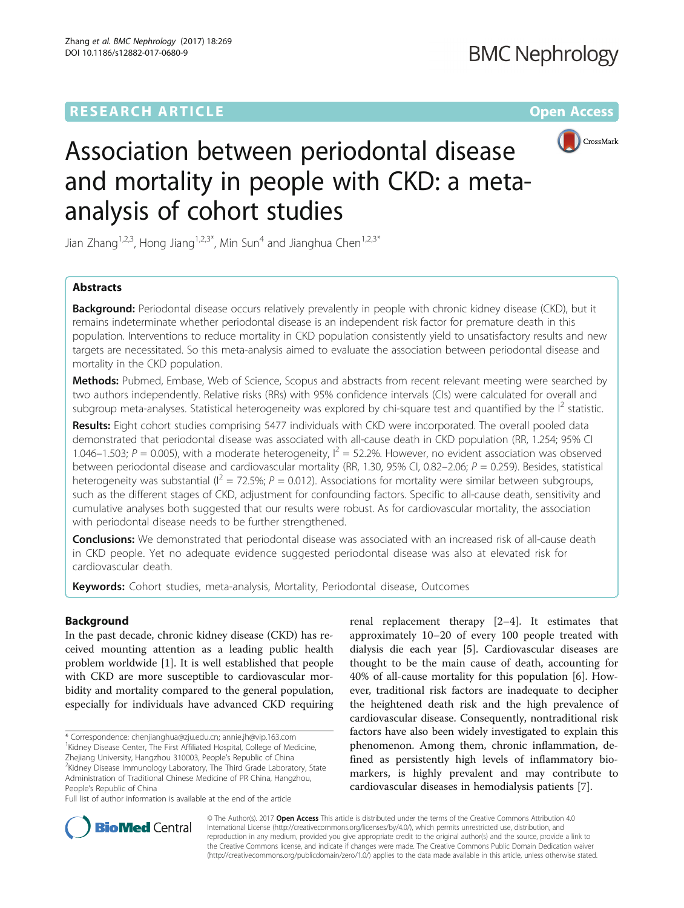RESEARCH ARTICLE

Open Access

# Association between periodontal disease and mortality in people with CKD: a meta-analysis of cohort studies

Jian Zhang[1,2,3], Hong Jiang[1,2,3*], Min Sun[4] and Jianghua Chen[1,2,3*]

## Abstracts

**Background:** Periodontal disease occurs relatively prevalently in people with chronic kidney disease (CKD), but it remains indeterminate whether periodontal disease is an independent risk factor for premature death in this population. Interventions to reduce mortality in CKD population consistently yield to unsatisfactory results and new targets are necessitated. So this meta-analysis aimed to evaluate the association between periodontal disease and mortality in the CKD population.

**Methods:** Pubmed, Embase, Web of Science, Scopus and abstracts from recent relevant meeting were searched by two authors independently. Relative risks (RRs) with 95% confidence intervals (CIs) were calculated for overall and subgroup meta-analyses. Statistical heterogeneity was explored by chi-square test and quantified by the $I^2$ statistic.

**Results:** Eight cohort studies comprising 5477 individuals with CKD were incorporated. The overall pooled data demonstrated that periodontal disease was associated with all-cause death in CKD population (RR, 1.254; 95% CI 1.046–1.503; $P = 0.005$), with a moderate heterogeneity, $I^2 = 52.2\%$. However, no evident association was observed between periodontal disease and cardiovascular mortality (RR, 1.30, 95% CI, 0.82–2.06; $P = 0.259$). Besides, statistical heterogeneity was substantial ($I^2 = 72.5\%$; $P = 0.012$). Associations for mortality were similar between subgroups, such as the different stages of CKD, adjustment for confounding factors. Specific to all-cause death, sensitivity and cumulative analyses both suggested that our results were robust. As for cardiovascular mortality, the association with periodontal disease needs to be further strengthened.

**Conclusions:** We demonstrated that periodontal disease was associated with an increased risk of all-cause death in CKD people. Yet no adequate evidence suggested periodontal disease was also at elevated risk for cardiovascular death.

**Keywords:** Cohort studies, meta-analysis, Mortality, Periodontal disease, Outcomes

## Background

In the past decade, chronic kidney disease (CKD) has received mounting attention as a leading public health problem worldwide [1]. It is well established that people with CKD are more susceptible to cardiovascular morbidity and mortality compared to the general population, especially for individuals have advanced CKD requiring renal replacement therapy [2–4]. It estimates that approximately 10–20 of every 100 people treated with dialysis die each year [5]. Cardiovascular diseases are thought to be the main cause of death, accounting for 40% of all-cause mortality for this population [6]. However, traditional risk factors are inadequate to decipher the heightened death risk and the high prevalence of cardiovascular disease. Consequently, nontraditional risk factors have also been widely investigated to explain this phenomenon. Among them, chronic inflammation, defined as persistently high levels of inflammatory biomarkers, is highly prevalent and may contribute to cardiovascular diseases in hemodialysis patients [7].

* Correspondence: chenjianghua@zju.edu.cn; annie.jh@vip.163.com
[1]Kidney Disease Center, The First Affiliated Hospital, College of Medicine, Zhejiang University, Hangzhou 310003, People's Republic of China
[2]Kidney Disease Immunology Laboratory, The Third Grade Laboratory, State Administration of Traditional Chinese Medicine of PR China, Hangzhou, People's Republic of China
Full list of author information is available at the end of the article

© The Author(s). 2017 **Open Access** This article is distributed under the terms of the Creative Commons Attribution 4.0 International License (http://creativecommons.org/licenses/by/4.0/), which permits unrestricted use, distribution, and reproduction in any medium, provided you give appropriate credit to the original author(s) and the source, provide a link to the Creative Commons license, and indicate if changes were made. The Creative Commons Public Domain Dedication waiver (http://creativecommons.org/publicdomain/zero/1.0/) applies to the data made available in this article, unless otherwise stated.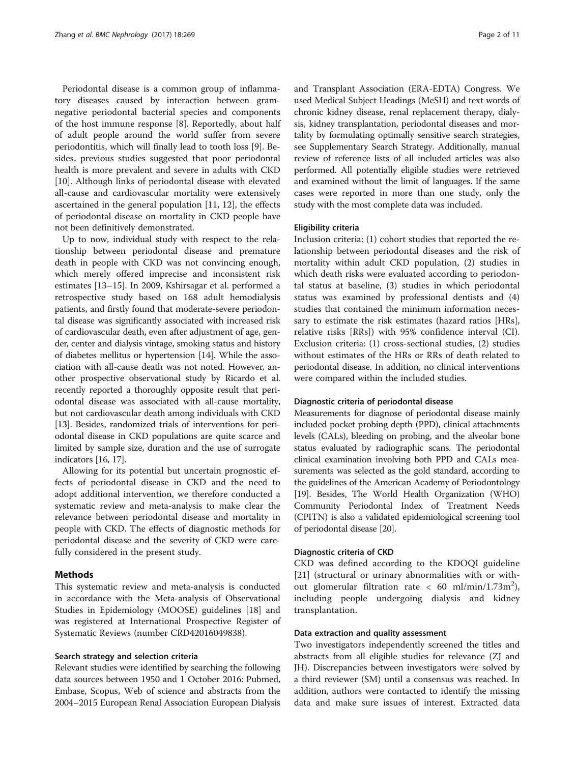Periodontal disease is a common group of inflammatory diseases caused by interaction between gram-negative periodontal bacterial species and components of the host immune response [8]. Reportedly, about half of adult people around the world suffer from severe periodontitis, which will finally lead to tooth loss [9]. Besides, previous studies suggested that poor periodontal health is more prevalent and severe in adults with CKD [10]. Although links of periodontal disease with elevated all-cause and cardiovascular mortality were extensively ascertained in the general population [11, 12], the effects of periodontal disease on mortality in CKD people have not been definitively demonstrated.

Up to now, individual study with respect to the relationship between periodontal disease and premature death in people with CKD was not convincing enough, which merely offered imprecise and inconsistent risk estimates [13–15]. In 2009, Kshirsagar et al. performed a retrospective study based on 168 adult hemodialysis patients, and firstly found that moderate-severe periodontal disease was significantly associated with increased risk of cardiovascular death, even after adjustment of age, gender, center and dialysis vintage, smoking status and history of diabetes mellitus or hypertension [14]. While the association with all-cause death was not noted. However, another prospective observational study by Ricardo et al. recently reported a thoroughly opposite result that periodontal disease was associated with all-cause mortality, but not cardiovascular death among individuals with CKD [13]. Besides, randomized trials of interventions for periodontal disease in CKD populations are quite scarce and limited by sample size, duration and the use of surrogate indicators [16, 17].

Allowing for its potential but uncertain prognostic effects of periodontal disease in CKD and the need to adopt additional intervention, we therefore conducted a systematic review and meta-analysis to make clear the relevance between periodontal disease and mortality in people with CKD. The effects of diagnostic methods for periodontal disease and the severity of CKD were carefully considered in the present study.

## Methods

This systematic review and meta-analysis is conducted in accordance with the Meta-analysis of Observational Studies in Epidemiology (MOOSE) guidelines [18] and was registered at International Prospective Register of Systematic Reviews (number CRD42016049838).

### Search strategy and selection criteria

Relevant studies were identified by searching the following data sources between 1950 and 1 October 2016: Pubmed, Embase, Scopus, Web of science and abstracts from the 2004–2015 European Renal Association European Dialysis and Transplant Association (ERA-EDTA) Congress. We used Medical Subject Headings (MeSH) and text words of chronic kidney disease, renal replacement therapy, dialysis, kidney transplantation, periodontal diseases and mortality by formulating optimally sensitive search strategies, see Supplementary Search Strategy. Additionally, manual review of reference lists of all included articles was also performed. All potentially eligible studies were retrieved and examined without the limit of languages. If the same cases were reported in more than one study, only the study with the most complete data was included.

### Eligibility criteria

Inclusion criteria: (1) cohort studies that reported the relationship between periodontal diseases and the risk of mortality within adult CKD population, (2) studies in which death risks were evaluated according to periodontal status at baseline, (3) studies in which periodontal status was examined by professional dentists and (4) studies that contained the minimum information necessary to estimate the risk estimates (hazard ratios [HRs], relative risks [RRs]) with 95% confidence interval (CI). Exclusion criteria: (1) cross-sectional studies, (2) studies without estimates of the HRs or RRs of death related to periodontal disease. In addition, no clinical interventions were compared within the included studies.

### Diagnostic criteria of periodontal disease

Measurements for diagnose of periodontal disease mainly included pocket probing depth (PPD), clinical attachments levels (CALs), bleeding on probing, and the alveolar bone status evaluated by radiographic scans. The periodontal clinical examination involving both PPD and CALs measurements was selected as the gold standard, according to the guidelines of the American Academy of Periodontology [19]. Besides, The World Health Organization (WHO) Community Periodontal Index of Treatment Needs (CPITN) is also a validated epidemiological screening tool of periodontal disease [20].

### Diagnostic criteria of CKD

CKD was defined according to the KDOQI guideline [21] (structural or urinary abnormalities with or without glomerular filtration rate < 60 ml/min/1.73m$^2$), including people undergoing dialysis and kidney transplantation.

### Data extraction and quality assessment

Two investigators independently screened the titles and abstracts from all eligible studies for relevance (ZJ and JH). Discrepancies between investigators were solved by a third reviewer (SM) until a consensus was reached. In addition, authors were contacted to identify the missing data and make sure issues of interest. Extracted data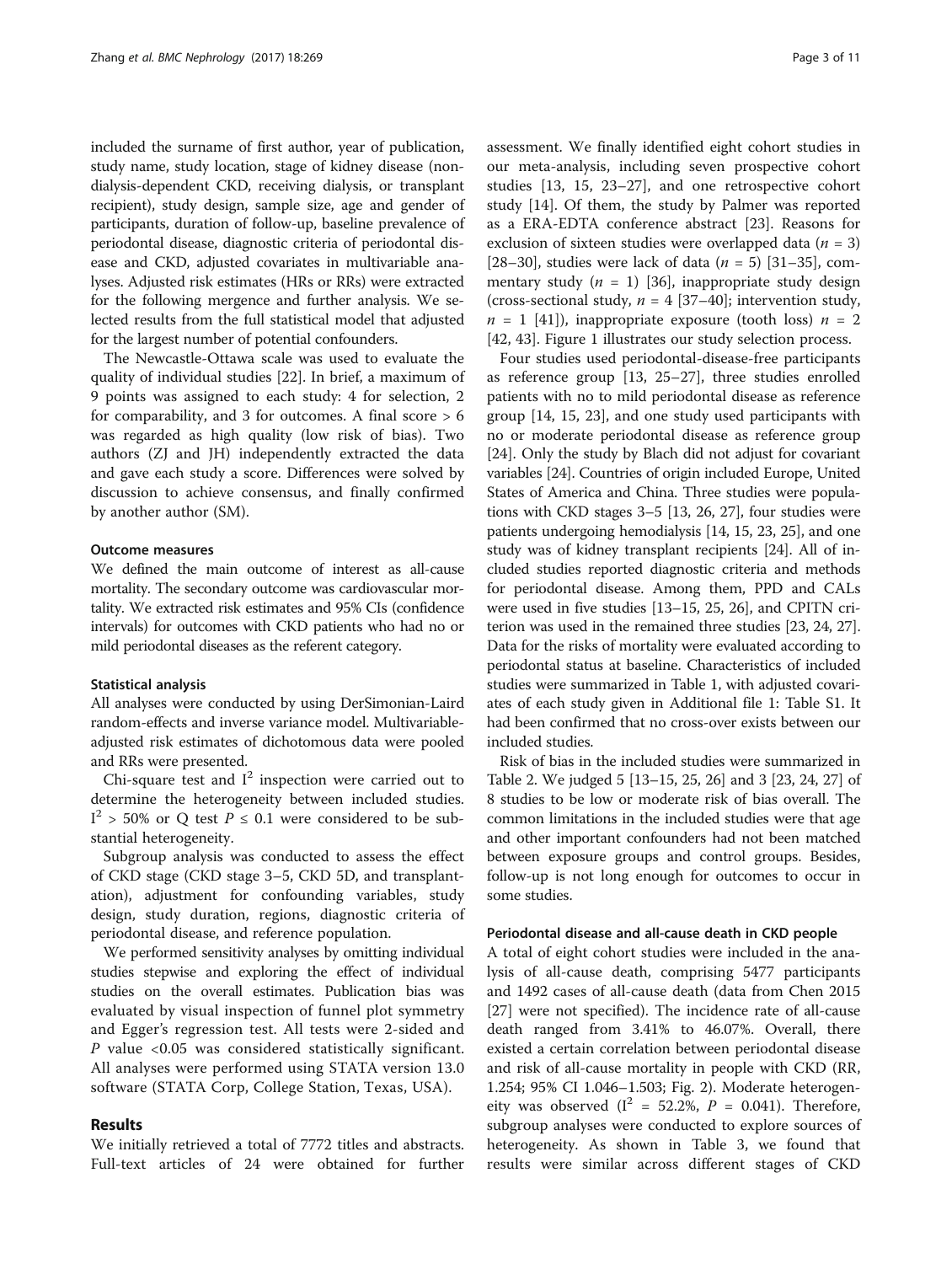included the surname of first author, year of publication, study name, study location, stage of kidney disease (non-dialysis-dependent CKD, receiving dialysis, or transplant recipient), study design, sample size, age and gender of participants, duration of follow-up, baseline prevalence of periodontal disease, diagnostic criteria of periodontal disease and CKD, adjusted covariates in multivariable analyses. Adjusted risk estimates (HRs or RRs) were extracted for the following mergence and further analysis. We selected results from the full statistical model that adjusted for the largest number of potential confounders.

The Newcastle-Ottawa scale was used to evaluate the quality of individual studies [22]. In brief, a maximum of 9 points was assigned to each study: 4 for selection, 2 for comparability, and 3 for outcomes. A final score > 6 was regarded as high quality (low risk of bias). Two authors (ZJ and JH) independently extracted the data and gave each study a score. Differences were solved by discussion to achieve consensus, and finally confirmed by another author (SM).

### Outcome measures

We defined the main outcome of interest as all-cause mortality. The secondary outcome was cardiovascular mortality. We extracted risk estimates and 95% CIs (confidence intervals) for outcomes with CKD patients who had no or mild periodontal diseases as the referent category.

### Statistical analysis

All analyses were conducted by using DerSimonian-Laird random-effects and inverse variance model. Multivariable-adjusted risk estimates of dichotomous data were pooled and RRs were presented.

Chi-square test and $I^2$ inspection were carried out to determine the heterogeneity between included studies. $I^2 > 50\%$ or Q test $P \leq 0.1$ were considered to be substantial heterogeneity.

Subgroup analysis was conducted to assess the effect of CKD stage (CKD stage 3–5, CKD 5D, and transplantation), adjustment for confounding variables, study design, study duration, regions, diagnostic criteria of periodontal disease, and reference population.

We performed sensitivity analyses by omitting individual studies stepwise and exploring the effect of individual studies on the overall estimates. Publication bias was evaluated by visual inspection of funnel plot symmetry and Egger's regression test. All tests were 2-sided and $P$ value <0.05 was considered statistically significant. All analyses were performed using STATA version 13.0 software (STATA Corp, College Station, Texas, USA).

## Results

We initially retrieved a total of 7772 titles and abstracts. Full-text articles of 24 were obtained for further assessment. We finally identified eight cohort studies in our meta-analysis, including seven prospective cohort studies [13, 15, 23–27], and one retrospective cohort study [14]. Of them, the study by Palmer was reported as a ERA-EDTA conference abstract [23]. Reasons for exclusion of sixteen studies were overlapped data ($n = 3$) [28–30], studies were lack of data ($n = 5$) [31–35], commentary study ($n = 1$) [36], inappropriate study design (cross-sectional study, $n = 4$ [37–40]; intervention study, $n = 1$ [41]), inappropriate exposure (tooth loss) $n = 2$ [42, 43]. Figure 1 illustrates our study selection process.

Four studies used periodontal-disease-free participants as reference group [13, 25–27], three studies enrolled patients with no to mild periodontal disease as reference group [14, 15, 23], and one study used participants with no or moderate periodontal disease as reference group [24]. Only the study by Blach did not adjust for covariant variables [24]. Countries of origin included Europe, United States of America and China. Three studies were populations with CKD stages 3–5 [13, 26, 27], four studies were patients undergoing hemodialysis [14, 15, 23, 25], and one study was of kidney transplant recipients [24]. All of included studies reported diagnostic criteria and methods for periodontal disease. Among them, PPD and CALs were used in five studies [13–15, 25, 26], and CPITN criterion was used in the remained three studies [23, 24, 27]. Data for the risks of mortality were evaluated according to periodontal status at baseline. Characteristics of included studies were summarized in Table 1, with adjusted covariates of each study given in Additional file 1: Table S1. It had been confirmed that no cross-over exists between our included studies.

Risk of bias in the included studies were summarized in Table 2. We judged 5 [13–15, 25, 26] and 3 [23, 24, 27] of 8 studies to be low or moderate risk of bias overall. The common limitations in the included studies were that age and other important confounders had not been matched between exposure groups and control groups. Besides, follow-up is not long enough for outcomes to occur in some studies.

### Periodontal disease and all-cause death in CKD people

A total of eight cohort studies were included in the analysis of all-cause death, comprising 5477 participants and 1492 cases of all-cause death (data from Chen 2015 [27] were not specified). The incidence rate of all-cause death ranged from 3.41% to 46.07%. Overall, there existed a certain correlation between periodontal disease and risk of all-cause mortality in people with CKD (RR, 1.254; 95% CI 1.046–1.503; Fig. 2). Moderate heterogeneity was observed ($I^2 = 52.2\%$, $P = 0.041$). Therefore, subgroup analyses were conducted to explore sources of heterogeneity. As shown in Table 3, we found that results were similar across different stages of CKD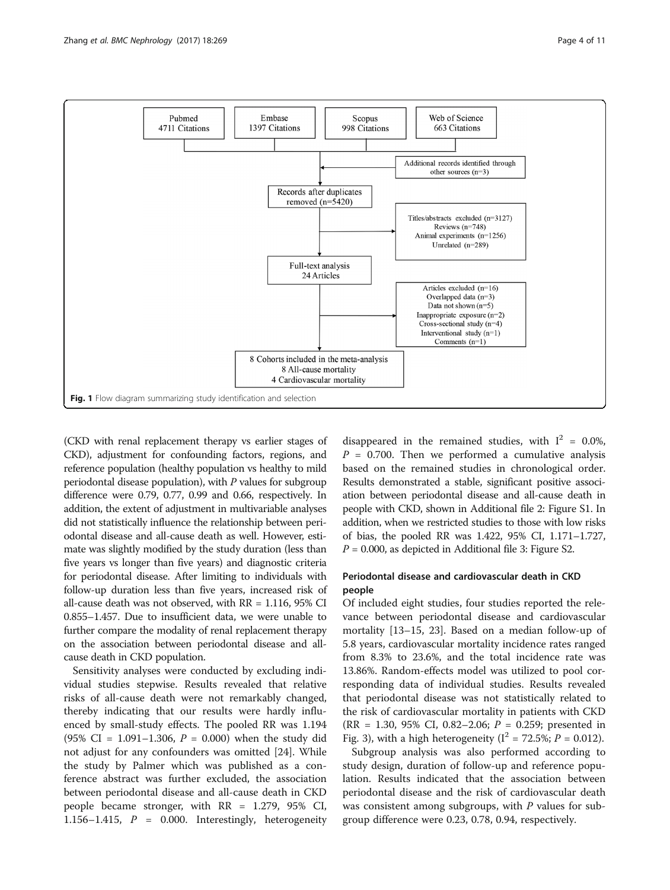Pubmed 4711 Citations

Embase 1397 Citations

Scopus 998 Citations

Web of Science 663 Citations

Additional records identified through other sources (n=3)

Records after duplicates removed (n=5420)

Titles/abstracts excluded (n=3127)
Reviews (n=748)
Animal experiments (n=1256)
Unrelated (n=289)

Full-text analysis
24 Articles

Articles excluded (n=16)
Overlapped data (n=3)
Data not shown (n=5)
Inappropriate exposure (n=2)
Cross-sectional study (n=4)
Interventional study (n=1)
Comments (n=1)

8 Cohorts included in the meta-analysis
8 All-cause mortality
4 Cardiovascular mortality

**Fig. 1** Flow diagram summarizing study identification and selection

(CKD with renal replacement therapy vs earlier stages of CKD), adjustment for confounding factors, regions, and reference population (healthy population vs healthy to mild periodontal disease population), with *P* values for subgroup difference were 0.79, 0.77, 0.99 and 0.66, respectively. In addition, the extent of adjustment in multivariable analyses did not statistically influence the relationship between periodontal disease and all-cause death as well. However, estimate was slightly modified by the study duration (less than five years vs longer than five years) and diagnostic criteria for periodontal disease. After limiting to individuals with follow-up duration less than five years, increased risk of all-cause death was not observed, with RR = 1.116, 95% CI 0.855–1.457. Due to insufficient data, we were unable to further compare the modality of renal replacement therapy on the association between periodontal disease and all-cause death in CKD population.

Sensitivity analyses were conducted by excluding individual studies stepwise. Results revealed that relative risks of all-cause death were not remarkably changed, thereby indicating that our results were hardly influenced by small-study effects. The pooled RR was 1.194 (95% CI = 1.091–1.306, $P$ = 0.000) when the study did not adjust for any confounders was omitted [24]. While the study by Palmer which was published as a conference abstract was further excluded, the association between periodontal disease and all-cause death in CKD people became stronger, with RR = 1.279, 95% CI, 1.156–1.415, $P$ = 0.000. Interestingly, heterogeneity disappeared in the remained studies, with $I^2$ = 0.0%, $P$ = 0.700. Then we performed a cumulative analysis based on the remained studies in chronological order. Results demonstrated a stable, significant positive association between periodontal disease and all-cause death in people with CKD, shown in Additional file 2: Figure S1. In addition, when we restricted studies to those with low risks of bias, the pooled RR was 1.422, 95% CI, 1.171–1.727, $P$ = 0.000, as depicted in Additional file 3: Figure S2.

### Periodontal disease and cardiovascular death in CKD people

Of included eight studies, four studies reported the relevance between periodontal disease and cardiovascular mortality [13–15, 23]. Based on a median follow-up of 5.8 years, cardiovascular mortality incidence rates ranged from 8.3% to 23.6%, and the total incidence rate was 13.86%. Random-effects model was utilized to pool corresponding data of individual studies. Results revealed that periodontal disease was not statistically related to the risk of cardiovascular mortality in patients with CKD (RR = 1.30, 95% CI, 0.82–2.06; $P$ = 0.259; presented in Fig. 3), with a high heterogeneity ($I^2$ = 72.5%; $P$ = 0.012).

Subgroup analysis was also performed according to study design, duration of follow-up and reference population. Results indicated that the association between periodontal disease and the risk of cardiovascular death was consistent among subgroups, with *P* values for subgroup difference were 0.23, 0.78, 0.94, respectively.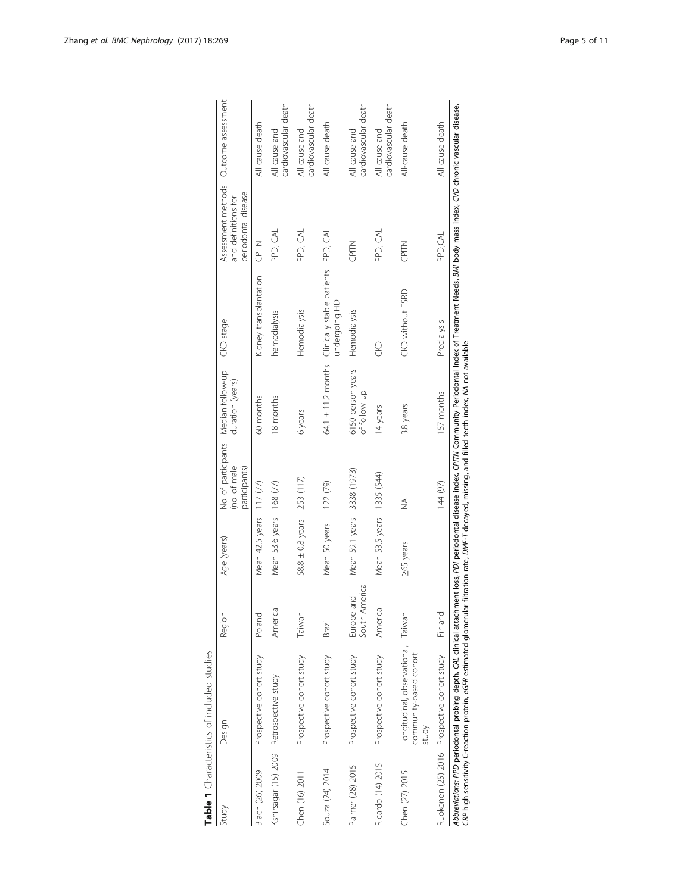**Table 1** Characteristics of included studies

| Study | Design | Region | Age (years) | No. of participants (no. of male participants) | Median follow-up duration (years) | CKD stage | Assessment methods and definitions for periodontal disease | Outcome assessment |
|---|---|---|---|---|---|---|---|---|
| Blach (26) 2009 | Prospective cohort study | Poland | Mean 42.5 years | 117 (77) | 60 months | Kidney transplantation | CPITN | All cause death |
| Kshirsagar (15) 2009 | Retrospective study | America | Mean 53.6 years | 168 (77) | 18 months | hemodialysis | PPD, CAL | All cause and cardiovascular death |
| Chen (16) 2011 | Prospective cohort study | Taiwan | 58.8 ± 0.8 years | 253 (117) | 6 years | Hemodialysis | PPD, CAL | All cause and cardiovascular death |
| Souza (24) 2014 | Prospective cohort study | Brazil | Mean 50 years | 122 (79) | 64.1 ± 11.2 months | Clinically stable patients undergoing HD | PPD, CAL | All cause death |
| Palmer (28) 2015 | Prospective cohort study | Europe and South America | Mean 59.1 years | 3338 (1973) | 6150 person-years of follow-up | Hemodialysis | CPITN | All cause and cardiovascular death |
| Ricardo (14) 2015 | Prospective cohort study | America | Mean 53.5 years | 1335 (544) | 14 years | CKD | PPD, CAL | All cause and cardiovascular death |
| Chen (27) 2015 | Longitudinal, observational, community-based cohort study | Taiwan | ≥65 years | NA | 3.8 years | CKD without ESRD | CPITN | All-cause death |
| Ruokonen (25) 2016 | Prospective cohort study | Finland | | 144 (97) | 157 months | Predialysis | PPD,CAL | All cause death |

*Abbreviations*: *PPD* periodontal probing depth, *CAL* clinical attachment loss, *PDI* periodontal disease index, *CPITN* Community Periodontal Index of Treatment Needs, *BMI* body mass index, *CVD* chronic vascular disease, *CRP* high sensitivity C-reaction protein, *eGFR* estimated glomerular filtration rate, *DMF-T* decayed, missing, and filled teeth index, *NA* not available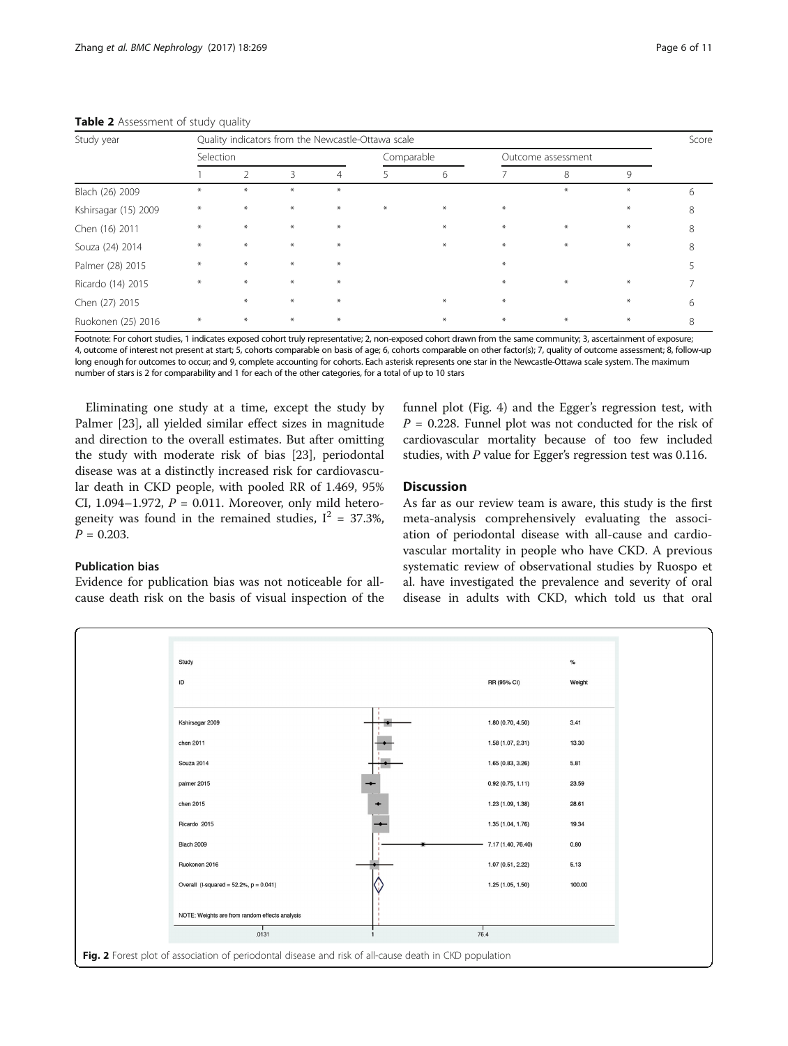**Table 2** Assessment of study quality

| Study year | Quality indicators from the Newcastle-Ottawa scale | | | | | | | | | Score |
|---|---|---|---|---|---|---|---|---|---|---|
| | Selection | | | | Comparable | | Outcome assessment | | | |
| | 1 | 2 | 3 | 4 | 5 | 6 | 7 | 8 | 9 | |
| Blach (26) 2009 | * | * | * | * | | | | * | * | 6 |
| Kshirsagar (15) 2009 | * | * | * | * | * | * | * | | * | 8 |
| Chen (16) 2011 | * | * | * | * | | * | * | * | * | 8 |
| Souza (24) 2014 | * | * | * | * | | * | * | * | * | 8 |
| Palmer (28) 2015 | * | * | * | * | | | * | | | 5 |
| Ricardo (14) 2015 | * | * | * | * | | | * | * | * | 7 |
| Chen (27) 2015 | | * | * | * | | * | * | | * | 6 |
| Ruokonen (25) 2016 | * | * | * | * | | * | * | * | * | 8 |

Footnote: For cohort studies, 1 indicates exposed cohort truly representative; 2, non-exposed cohort drawn from the same community; 3, ascertainment of exposure; 4, outcome of interest not present at start; 5, cohorts comparable on basis of age; 6, cohorts comparable on other factor(s); 7, quality of outcome assessment; 8, follow-up long enough for outcomes to occur; and 9, complete accounting for cohorts. Each asterisk represents one star in the Newcastle-Ottawa scale system. The maximum number of stars is 2 for comparability and 1 for each of the other categories, for a total of up to 10 stars

Eliminating one study at a time, except the study by Palmer [23], all yielded similar effect sizes in magnitude and direction to the overall estimates. But after omitting the study with moderate risk of bias [23], periodontal disease was at a distinctly increased risk for cardiovascular death in CKD people, with pooled RR of 1.469, 95% CI, 1.094–1.972, $P = 0.011$. Moreover, only mild heterogeneity was found in the remained studies, $I^2 = 37.3\%$, $P = 0.203$.

### Publication bias

Evidence for publication bias was not noticeable for all-cause death risk on the basis of visual inspection of the funnel plot (Fig. 4) and the Egger's regression test, with $P = 0.228$. Funnel plot was not conducted for the risk of cardiovascular mortality because of too few included studies, with $P$ value for Egger's regression test was 0.116.

## Discussion

As far as our review team is aware, this study is the first meta-analysis comprehensively evaluating the association of periodontal disease with all-cause and cardiovascular mortality in people who have CKD. A previous systematic review of observational studies by Ruospo et al. have investigated the prevalence and severity of oral disease in adults with CKD, which told us that oral

| Study ID | RR (95% CI) | % Weight |
|---|---|---|
| Kshirsagar 2009 | 1.80 (0.70, 4.50) | 3.41 |
| chen 2011 | 1.58 (1.07, 2.31) | 13.30 |
| Souza 2014 | 1.65 (0.83, 3.26) | 5.81 |
| palmer 2015 | 0.92 (0.75, 1.11) | 23.59 |
| chen 2015 | 1.23 (1.09, 1.38) | 28.61 |
| Ricardo 2015 | 1.35 (1.04, 1.76) | 19.34 |
| Blach 2009 | 7.17 (1.40, 76.40) | 0.80 |
| Ruokonen 2016 | 1.07 (0.51, 2.22) | 5.13 |
| Overall (I-squared = 52.2%, p = 0.041) | 1.25 (1.05, 1.50) | 100.00 |

NOTE: Weights are from random effects analysis

.0131 | 1 | 76.4

**Fig. 2** Forest plot of association of periodontal disease and risk of all-cause death in CKD population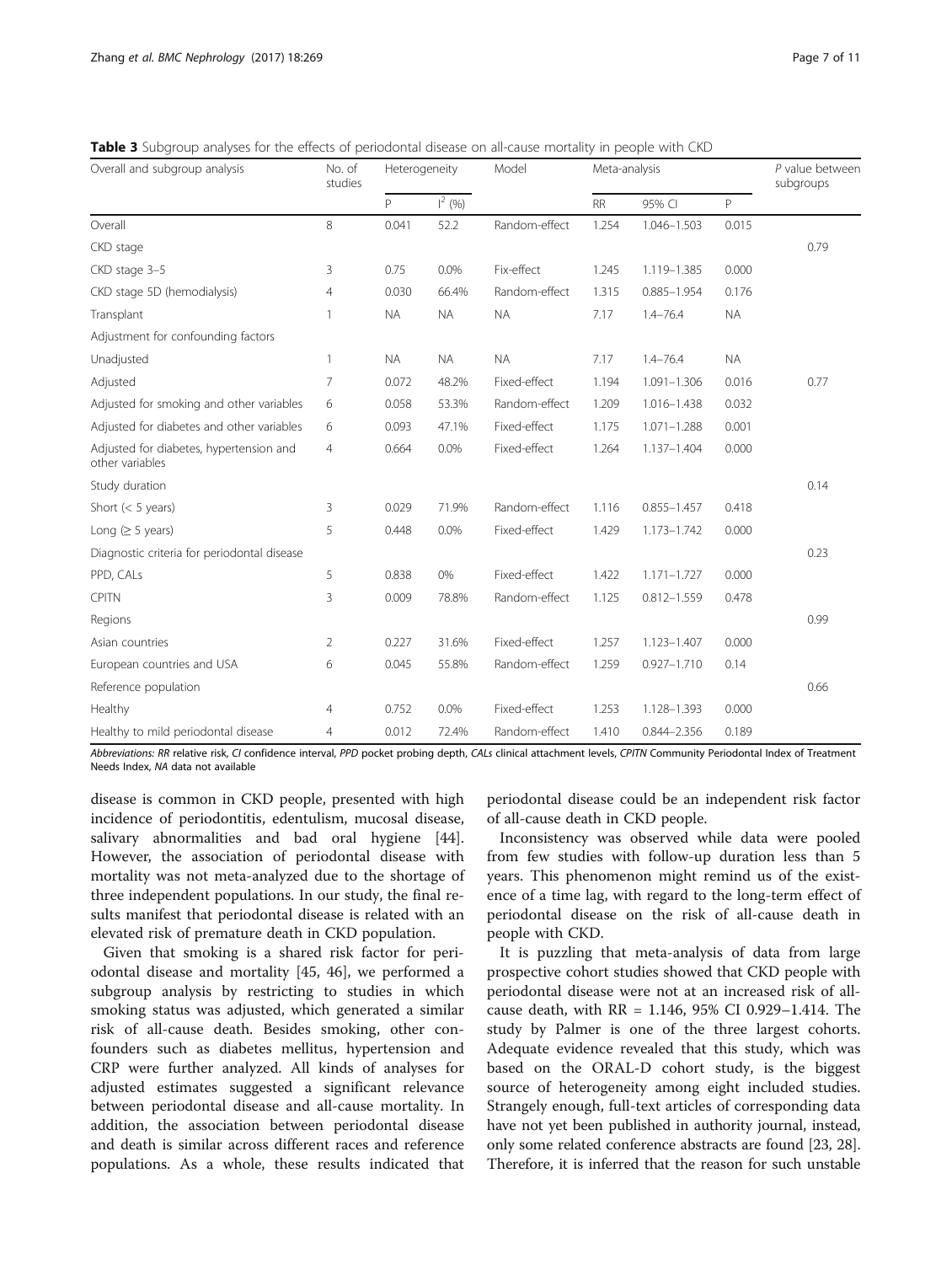**Table 3** Subgroup analyses for the effects of periodontal disease on all-cause mortality in people with CKD

| Overall and subgroup analysis | No. of studies | Heterogeneity | | Model | Meta-analysis | | | P value between subgroups |
|---|---|---|---|---|---|---|---|---|
| | | P | $I^2$ (%) | | RR | 95% CI | P | |
| Overall | 8 | 0.041 | 52.2 | Random-effect | 1.254 | 1.046–1.503 | 0.015 | |
| CKD stage | | | | | | | | 0.79 |
| CKD stage 3–5 | 3 | 0.75 | 0.0% | Fix-effect | 1.245 | 1.119–1.385 | 0.000 | |
| CKD stage 5D (hemodialysis) | 4 | 0.030 | 66.4% | Random-effect | 1.315 | 0.885–1.954 | 0.176 | |
| Transplant | 1 | NA | NA | NA | 7.17 | 1.4–76.4 | NA | |
| Adjustment for confounding factors | | | | | | | | |
| Unadjusted | 1 | NA | NA | NA | 7.17 | 1.4–76.4 | NA | |
| Adjusted | 7 | 0.072 | 48.2% | Fixed-effect | 1.194 | 1.091–1.306 | 0.016 | 0.77 |
| Adjusted for smoking and other variables | 6 | 0.058 | 53.3% | Random-effect | 1.209 | 1.016–1.438 | 0.032 | |
| Adjusted for diabetes and other variables | 6 | 0.093 | 47.1% | Fixed-effect | 1.175 | 1.071–1.288 | 0.001 | |
| Adjusted for diabetes, hypertension and other variables | 4 | 0.664 | 0.0% | Fixed-effect | 1.264 | 1.137–1.404 | 0.000 | |
| Study duration | | | | | | | | 0.14 |
| Short (< 5 years) | 3 | 0.029 | 71.9% | Random-effect | 1.116 | 0.855–1.457 | 0.418 | |
| Long (≥ 5 years) | 5 | 0.448 | 0.0% | Fixed-effect | 1.429 | 1.173–1.742 | 0.000 | |
| Diagnostic criteria for periodontal disease | | | | | | | | 0.23 |
| PPD, CALs | 5 | 0.838 | 0% | Fixed-effect | 1.422 | 1.171–1.727 | 0.000 | |
| CPITN | 3 | 0.009 | 78.8% | Random-effect | 1.125 | 0.812–1.559 | 0.478 | |
| Regions | | | | | | | | 0.99 |
| Asian countries | 2 | 0.227 | 31.6% | Fixed-effect | 1.257 | 1.123–1.407 | 0.000 | |
| European countries and USA | 6 | 0.045 | 55.8% | Random-effect | 1.259 | 0.927–1.710 | 0.14 | |
| Reference population | | | | | | | | 0.66 |
| Healthy | 4 | 0.752 | 0.0% | Fixed-effect | 1.253 | 1.128–1.393 | 0.000 | |
| Healthy to mild periodontal disease | 4 | 0.012 | 72.4% | Random-effect | 1.410 | 0.844–2.356 | 0.189 | |

*Abbreviations: RR* relative risk, *CI* confidence interval, *PPD* pocket probing depth, *CALs* clinical attachment levels, *CPITN* Community Periodontal Index of Treatment Needs Index, *NA* data not available

disease is common in CKD people, presented with high incidence of periodontitis, edentulism, mucosal disease, salivary abnormalities and bad oral hygiene [44]. However, the association of periodontal disease with mortality was not meta-analyzed due to the shortage of three independent populations. In our study, the final results manifest that periodontal disease is related with an elevated risk of premature death in CKD population.

Given that smoking is a shared risk factor for periodontal disease and mortality [45, 46], we performed a subgroup analysis by restricting to studies in which smoking status was adjusted, which generated a similar risk of all-cause death. Besides smoking, other confounders such as diabetes mellitus, hypertension and CRP were further analyzed. All kinds of analyses for adjusted estimates suggested a significant relevance between periodontal disease and all-cause mortality. In addition, the association between periodontal disease and death is similar across different races and reference populations. As a whole, these results indicated that periodontal disease could be an independent risk factor of all-cause death in CKD people.

Inconsistency was observed while data were pooled from few studies with follow-up duration less than 5 years. This phenomenon might remind us of the existence of a time lag, with regard to the long-term effect of periodontal disease on the risk of all-cause death in people with CKD.

It is puzzling that meta-analysis of data from large prospective cohort studies showed that CKD people with periodontal disease were not at an increased risk of all-cause death, with RR = 1.146, 95% CI 0.929–1.414. The study by Palmer is one of the three largest cohorts. Adequate evidence revealed that this study, which was based on the ORAL-D cohort study, is the biggest source of heterogeneity among eight included studies. Strangely enough, full-text articles of corresponding data have not yet been published in authority journal, instead, only some related conference abstracts are found [23, 28]. Therefore, it is inferred that the reason for such unstable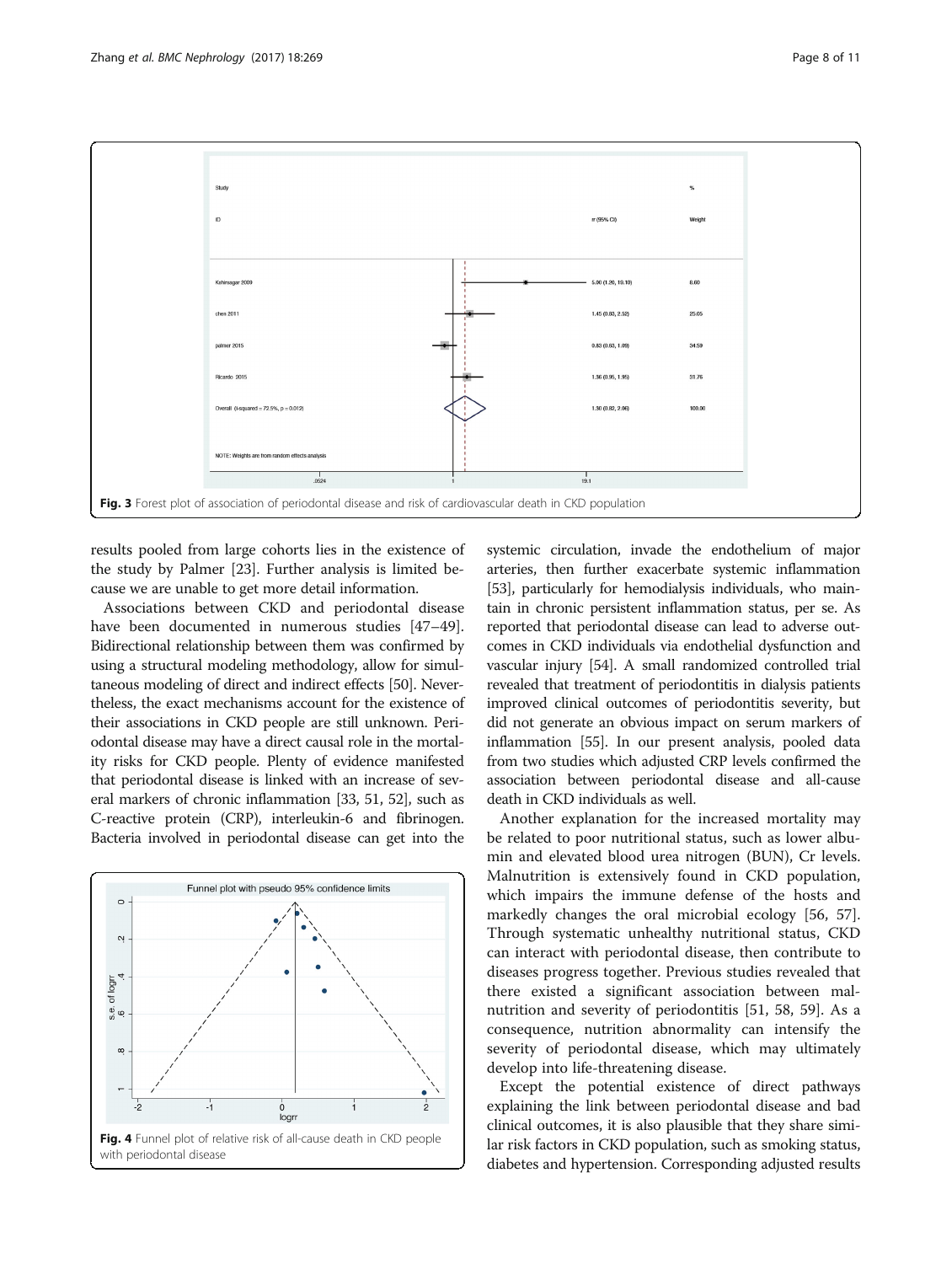Fig. 3 Forest plot of association of periodontal disease and risk of cardiovascular death in CKD population

results pooled from large cohorts lies in the existence of the study by Palmer [23]. Further analysis is limited because we are unable to get more detail information.

Associations between CKD and periodontal disease have been documented in numerous studies [47–49]. Bidirectional relationship between them was confirmed by using a structural modeling methodology, allow for simultaneous modeling of direct and indirect effects [50]. Nevertheless, the exact mechanisms account for the existence of their associations in CKD people are still unknown. Periodontal disease may have a direct causal role in the mortality risks for CKD people. Plenty of evidence manifested that periodontal disease is linked with an increase of several markers of chronic inflammation [33, 51, 52], such as C-reactive protein (CRP), interleukin-6 and fibrinogen. Bacteria involved in periodontal disease can get into the systemic circulation, invade the endothelium of major arteries, then further exacerbate systemic inflammation [53], particularly for hemodialysis individuals, who maintain in chronic persistent inflammation status, per se. As reported that periodontal disease can lead to adverse outcomes in CKD individuals via endothelial dysfunction and vascular injury [54]. A small randomized controlled trial revealed that treatment of periodontitis in dialysis patients improved clinical outcomes of periodontitis severity, but did not generate an obvious impact on serum markers of inflammation [55]. In our present analysis, pooled data from two studies which adjusted CRP levels confirmed the association between periodontal disease and all-cause death in CKD individuals as well.

Fig. 4 Funnel plot of relative risk of all-cause death in CKD people with periodontal disease

Another explanation for the increased mortality may be related to poor nutritional status, such as lower albumin and elevated blood urea nitrogen (BUN), Cr levels. Malnutrition is extensively found in CKD population, which impairs the immune defense of the hosts and markedly changes the oral microbial ecology [56, 57]. Through systematic unhealthy nutritional status, CKD can interact with periodontal disease, then contribute to diseases progress together. Previous studies revealed that there existed a significant association between malnutrition and severity of periodontitis [51, 58, 59]. As a consequence, nutrition abnormality can intensify the severity of periodontal disease, which may ultimately develop into life-threatening disease.

Except the potential existence of direct pathways explaining the link between periodontal disease and bad clinical outcomes, it is also plausible that they share similar risk factors in CKD population, such as smoking status, diabetes and hypertension. Corresponding adjusted results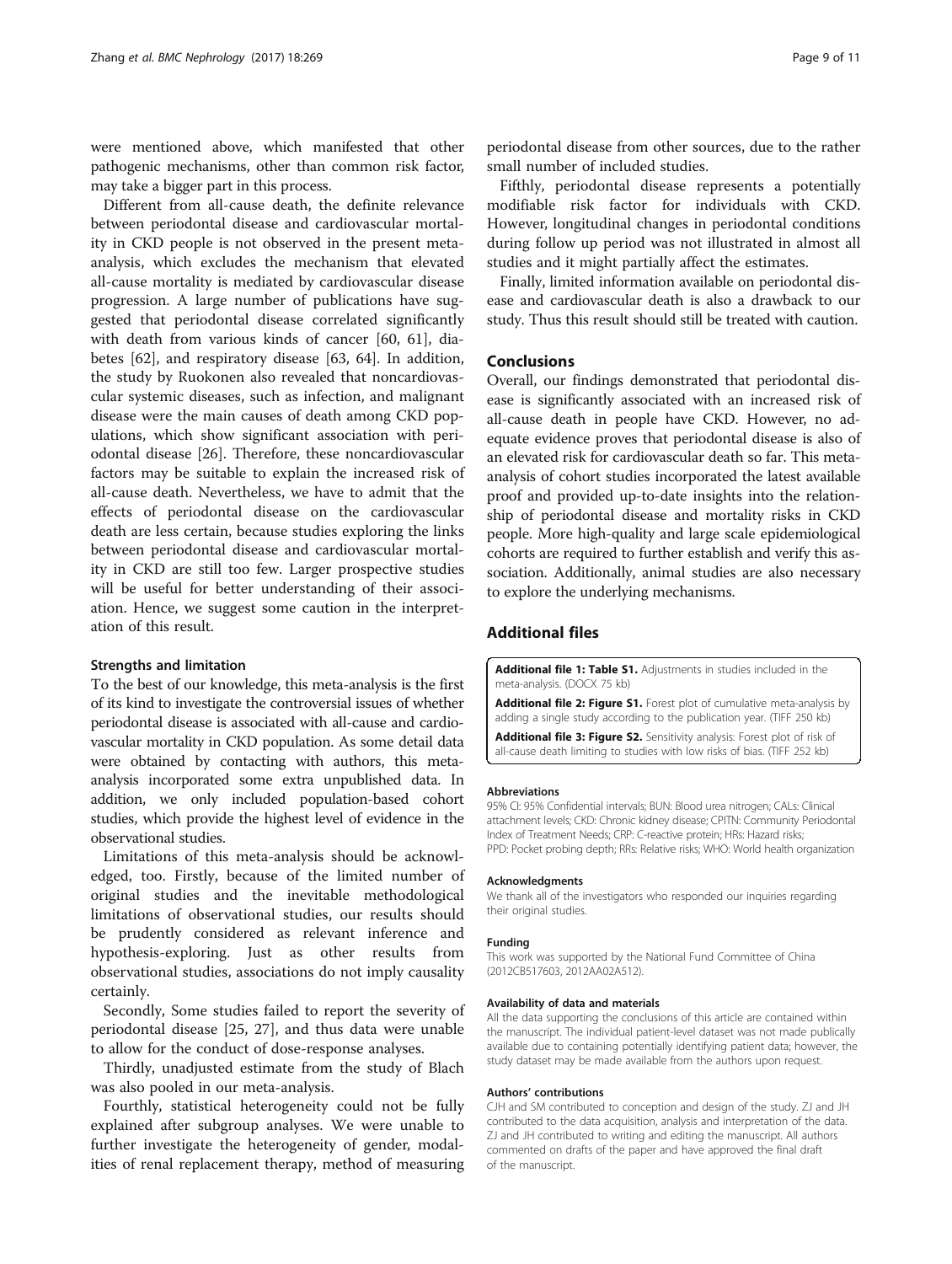were mentioned above, which manifested that other pathogenic mechanisms, other than common risk factor, may take a bigger part in this process.

Different from all-cause death, the definite relevance between periodontal disease and cardiovascular mortality in CKD people is not observed in the present meta-analysis, which excludes the mechanism that elevated all-cause mortality is mediated by cardiovascular disease progression. A large number of publications have suggested that periodontal disease correlated significantly with death from various kinds of cancer [60, 61], diabetes [62], and respiratory disease [63, 64]. In addition, the study by Ruokonen also revealed that noncardiovascular systemic diseases, such as infection, and malignant disease were the main causes of death among CKD populations, which show significant association with periodontal disease [26]. Therefore, these noncardiovascular factors may be suitable to explain the increased risk of all-cause death. Nevertheless, we have to admit that the effects of periodontal disease on the cardiovascular death are less certain, because studies exploring the links between periodontal disease and cardiovascular mortality in CKD are still too few. Larger prospective studies will be useful for better understanding of their association. Hence, we suggest some caution in the interpretation of this result.

### Strengths and limitation

To the best of our knowledge, this meta-analysis is the first of its kind to investigate the controversial issues of whether periodontal disease is associated with all-cause and cardiovascular mortality in CKD population. As some detail data were obtained by contacting with authors, this meta-analysis incorporated some extra unpublished data. In addition, we only included population-based cohort studies, which provide the highest level of evidence in the observational studies.

Limitations of this meta-analysis should be acknowledged, too. Firstly, because of the limited number of original studies and the inevitable methodological limitations of observational studies, our results should be prudently considered as relevant inference and hypothesis-exploring. Just as other results from observational studies, associations do not imply causality certainly.

Secondly, Some studies failed to report the severity of periodontal disease [25, 27], and thus data were unable to allow for the conduct of dose-response analyses.

Thirdly, unadjusted estimate from the study of Blach was also pooled in our meta-analysis.

Fourthly, statistical heterogeneity could not be fully explained after subgroup analyses. We were unable to further investigate the heterogeneity of gender, modalities of renal replacement therapy, method of measuring periodontal disease from other sources, due to the rather small number of included studies.

Fifthly, periodontal disease represents a potentially modifiable risk factor for individuals with CKD. However, longitudinal changes in periodontal conditions during follow up period was not illustrated in almost all studies and it might partially affect the estimates.

Finally, limited information available on periodontal disease and cardiovascular death is also a drawback to our study. Thus this result should still be treated with caution.

## Conclusions

Overall, our findings demonstrated that periodontal disease is significantly associated with an increased risk of all-cause death in people have CKD. However, no adequate evidence proves that periodontal disease is also of an elevated risk for cardiovascular death so far. This meta-analysis of cohort studies incorporated the latest available proof and provided up-to-date insights into the relationship of periodontal disease and mortality risks in CKD people. More high-quality and large scale epidemiological cohorts are required to further establish and verify this association. Additionally, animal studies are also necessary to explore the underlying mechanisms.

## Additional files

**Additional file 1: Table S1.** Adjustments in studies included in the meta-analysis. (DOCX 75 kb)

**Additional file 2: Figure S1.** Forest plot of cumulative meta-analysis by adding a single study according to the publication year. (TIFF 250 kb)

**Additional file 3: Figure S2.** Sensitivity analysis: Forest plot of risk of all-cause death limiting to studies with low risks of bias. (TIFF 252 kb)

#### Abbreviations

95% CI: 95% Confidential intervals; BUN: Blood urea nitrogen; CALs: Clinical attachment levels; CKD: Chronic kidney disease; CPITN: Community Periodontal Index of Treatment Needs; CRP: C-reactive protein; HRs: Hazard risks; PPD: Pocket probing depth; RRs: Relative risks; WHO: World health organization

#### Acknowledgments

We thank all of the investigators who responded our inquiries regarding their original studies.

#### Funding

This work was supported by the National Fund Committee of China (2012CB517603, 2012AA02A512).

#### Availability of data and materials

All the data supporting the conclusions of this article are contained within the manuscript. The individual patient-level dataset was not made publically available due to containing potentially identifying patient data; however, the study dataset may be made available from the authors upon request.

#### Authors' contributions

CJH and SM contributed to conception and design of the study. ZJ and JH contributed to the data acquisition, analysis and interpretation of the data. ZJ and JH contributed to writing and editing the manuscript. All authors commented on drafts of the paper and have approved the final draft of the manuscript.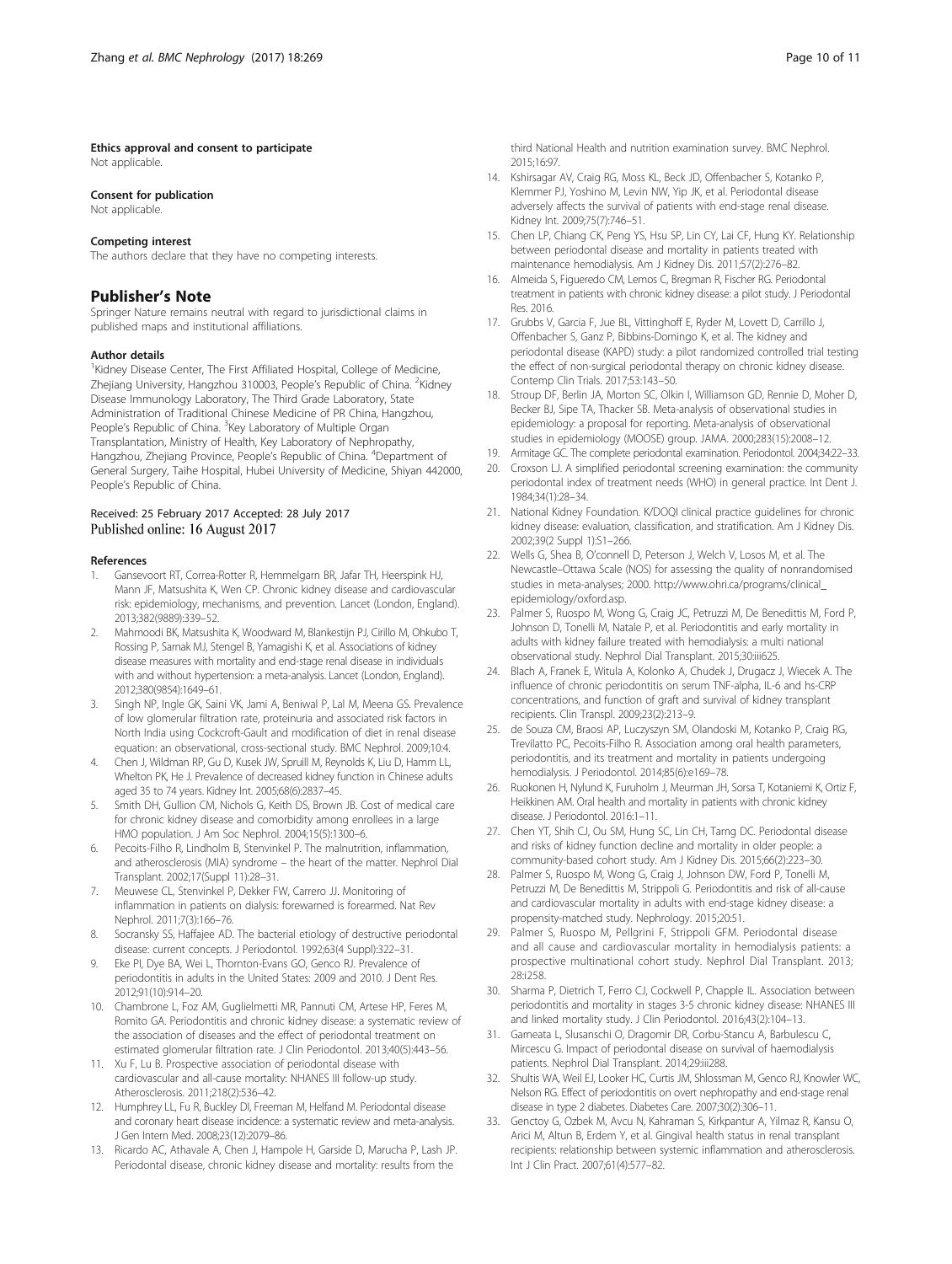#### Ethics approval and consent to participate
Not applicable.

#### Consent for publication
Not applicable.

#### Competing interest
The authors declare that they have no competing interests.

## Publisher's Note

Springer Nature remains neutral with regard to jurisdictional claims in published maps and institutional affiliations.

#### Author details

[1]Kidney Disease Center, The First Affiliated Hospital, College of Medicine, Zhejiang University, Hangzhou 310003, People's Republic of China. [2]Kidney Disease Immunology Laboratory, The Third Grade Laboratory, State Administration of Traditional Chinese Medicine of PR China, Hangzhou, People's Republic of China. [3]Key Laboratory of Multiple Organ Transplantation, Ministry of Health, Key Laboratory of Nephropathy, Hangzhou, Zhejiang Province, People's Republic of China. [4]Department of General Surgery, Taihe Hospital, Hubei University of Medicine, Shiyan 442000, People's Republic of China.

Received: 25 February 2017 Accepted: 28 July 2017
Published online: 16 August 2017

#### References

1. Gansevoort RT, Correa-Rotter R, Hemmelgarn BR, Jafar TH, Heerspink HJ, Mann JF, Matsushita K, Wen CP. Chronic kidney disease and cardiovascular risk: epidemiology, mechanisms, and prevention. Lancet (London, England). 2013;382(9889):339–52.
2. Mahmoodi BK, Matsushita K, Woodward M, Blankestijn PJ, Cirillo M, Ohkubo T, Rossing P, Sarnak MJ, Stengel B, Yamagishi K, et al. Associations of kidney disease measures with mortality and end-stage renal disease in individuals with and without hypertension: a meta-analysis. Lancet (London, England). 2012;380(9854):1649–61.
3. Singh NP, Ingle GK, Saini VK, Jami A, Beniwal P, Lal M, Meena GS. Prevalence of low glomerular filtration rate, proteinuria and associated risk factors in North India using Cockcroft-Gault and modification of diet in renal disease equation: an observational, cross-sectional study. BMC Nephrol. 2009;10:4.
4. Chen J, Wildman RP, Gu D, Kusek JW, Spruill M, Reynolds K, Liu D, Hamm LL, Whelton PK, He J. Prevalence of decreased kidney function in Chinese adults aged 35 to 74 years. Kidney Int. 2005;68(6):2837–45.
5. Smith DH, Gullion CM, Nichols G, Keith DS, Brown JB. Cost of medical care for chronic kidney disease and comorbidity among enrollees in a large HMO population. J Am Soc Nephrol. 2004;15(5):1300–6.
6. Pecoits-Filho R, Lindholm B, Stenvinkel P. The malnutrition, inflammation, and atherosclerosis (MIA) syndrome – the heart of the matter. Nephrol Dial Transplant. 2002;17(Suppl 11):28–31.
7. Meuwese CL, Stenvinkel P, Dekker FW, Carrero JJ. Monitoring of inflammation in patients on dialysis: forewarned is forearmed. Nat Rev Nephrol. 2011;7(3):166–76.
8. Socransky SS, Haffajee AD. The bacterial etiology of destructive periodontal disease: current concepts. J Periodontol. 1992;63(4 Suppl):322–31.
9. Eke PI, Dye BA, Wei L, Thornton-Evans GO, Genco RJ. Prevalence of periodontitis in adults in the United States: 2009 and 2010. J Dent Res. 2012;91(10):914–20.
10. Chambrone L, Foz AM, Guglielmetti MR, Pannuti CM, Artese HP, Feres M, Romito GA. Periodontitis and chronic kidney disease: a systematic review of the association of diseases and the effect of periodontal treatment on estimated glomerular filtration rate. J Clin Periodontol. 2013;40(5):443–56.
11. Xu F, Lu B. Prospective association of periodontal disease with cardiovascular and all-cause mortality: NHANES III follow-up study. Atherosclerosis. 2011;218(2):536–42.
12. Humphrey LL, Fu R, Buckley DI, Freeman M, Helfand M. Periodontal disease and coronary heart disease incidence: a systematic review and meta-analysis. J Gen Intern Med. 2008;23(12):2079–86.
13. Ricardo AC, Athavale A, Chen J, Hampole H, Garside D, Marucha P, Lash JP. Periodontal disease, chronic kidney disease and mortality: results from the third National Health and nutrition examination survey. BMC Nephrol. 2015;16:97.
14. Kshirsagar AV, Craig RG, Moss KL, Beck JD, Offenbacher S, Kotanko P, Klemmer PJ, Yoshino M, Levin NW, Yip JK, et al. Periodontal disease adversely affects the survival of patients with end-stage renal disease. Kidney Int. 2009;75(7):746–51.
15. Chen LP, Chiang CK, Peng YS, Hsu SP, Lin CY, Lai CF, Hung KY. Relationship between periodontal disease and mortality in patients treated with maintenance hemodialysis. Am J Kidney Dis. 2011;57(2):276–82.
16. Almeida S, Figueredo CM, Lemos C, Bregman R, Fischer RG. Periodontal treatment in patients with chronic kidney disease: a pilot study. J Periodontal Res. 2016.
17. Grubbs V, Garcia F, Jue BL, Vittinghoff E, Ryder M, Lovett D, Carrillo J, Offenbacher S, Ganz P, Bibbins-Domingo K, et al. The kidney and periodontal disease (KAPD) study: a pilot randomized controlled trial testing the effect of non-surgical periodontal therapy on chronic kidney disease. Contemp Clin Trials. 2017;53:143–50.
18. Stroup DF, Berlin JA, Morton SC, Olkin I, Williamson GD, Rennie D, Moher D, Becker BJ, Sipe TA, Thacker SB. Meta-analysis of observational studies in epidemiology: a proposal for reporting. Meta-analysis of observational studies in epidemiology (MOOSE) group. JAMA. 2000;283(15):2008–12.
19. Armitage GC. The complete periodontal examination. Periodontol. 2004;34:22–33.
20. Croxson LJ. A simplified periodontal screening examination: the community periodontal index of treatment needs (WHO) in general practice. Int Dent J. 1984;34(1):28–34.
21. National Kidney Foundation. K/DOQI clinical practice guidelines for chronic kidney disease: evaluation, classification, and stratification. Am J Kidney Dis. 2002;39(2 Suppl 1):S1–266.
22. Wells G, Shea B, O'connell D, Peterson J, Welch V, Losos M, et al. The Newcastle–Ottawa Scale (NOS) for assessing the quality of nonrandomised studies in meta-analyses; 2000. http://www.ohri.ca/programs/clinical_epidemiology/oxford.asp.
23. Palmer S, Ruospo M, Wong G, Craig JC, Petruzzi M, De Benedittis M, Ford P, Johnson D, Tonelli M, Natale P, et al. Periodontitis and early mortality in adults with kidney failure treated with hemodialysis: a multi national observational study. Nephrol Dial Transplant. 2015;30:iii625.
24. Blach A, Franek E, Witula A, Kolonko A, Chudek J, Drugacz J, Wiecek A. The influence of chronic periodontitis on serum TNF-alpha, IL-6 and hs-CRP concentrations, and function of graft and survival of kidney transplant recipients. Clin Transpl. 2009;23(2):213–9.
25. de Souza CM, Braosi AP, Luczyszyn SM, Olandoski M, Kotanko P, Craig RG, Trevilatto PC, Pecoits-Filho R. Association among oral health parameters, periodontitis, and its treatment and mortality in patients undergoing hemodialysis. J Periodontol. 2014;85(6):e169–78.
26. Ruokonen H, Nylund K, Furuholm J, Meurman JH, Sorsa T, Kotaniemi K, Ortiz F, Heikkinen AM. Oral health and mortality in patients with chronic kidney disease. J Periodontol. 2016:1–11.
27. Chen YT, Shih CJ, Ou SM, Hung SC, Lin CH, Tarng DC. Periodontal disease and risks of kidney function decline and mortality in older people: a community-based cohort study. Am J Kidney Dis. 2015;66(2):223–30.
28. Palmer S, Ruospo M, Wong G, Craig J, Johnson DW, Ford P, Tonelli M, Petruzzi M, De Benedittis M, Strippoli G. Periodontitis and risk of all-cause and cardiovascular mortality in adults with end-stage kidney disease: a propensity-matched study. Nephrology. 2015;20:51.
29. Palmer S, Ruospo M, Pellgrini F, Strippoli GFM. Periodontal disease and all cause and cardiovascular mortality in hemodialysis patients: a prospective multinational cohort study. Nephrol Dial Transplant. 2013;28:i258.
30. Sharma P, Dietrich T, Ferro CJ, Cockwell P, Chapple IL. Association between periodontitis and mortality in stages 3-5 chronic kidney disease: NHANES III and linked mortality study. J Clin Periodontol. 2016;43(2):104–13.
31. Garneata L, Slusanschi O, Dragomir DR, Corbu-Stancu A, Barbulescu C, Mircescu G. Impact of periodontal disease on survival of haemodialysis patients. Nephrol Dial Transplant. 2014;29:iii288.
32. Shultis WA, Weil EJ, Looker HC, Curtis JM, Shlossman M, Genco RJ, Knowler WC, Nelson RG. Effect of periodontitis on overt nephropathy and end-stage renal disease in type 2 diabetes. Diabetes Care. 2007;30(2):306–11.
33. Genctoy G, Ozbek M, Avcu N, Kahraman S, Kirkpantur A, Yilmaz R, Kansu O, Arici M, Altun B, Erdem Y, et al. Gingival health status in renal transplant recipients: relationship between systemic inflammation and atherosclerosis. Int J Clin Pract. 2007;61(4):577–82.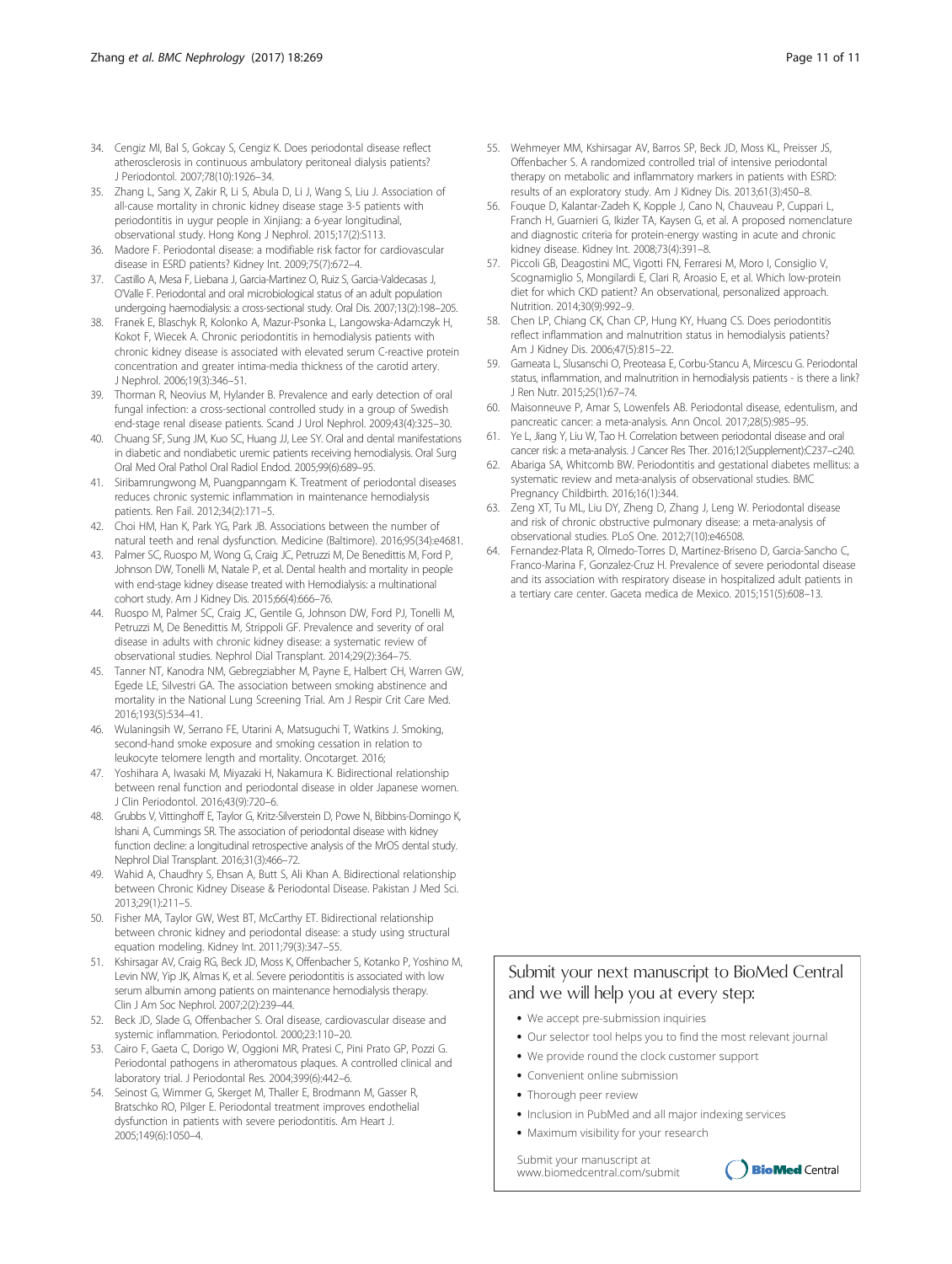34. Cengiz MI, Bal S, Gokcay S, Cengiz K. Does periodontal disease reflect atherosclerosis in continuous ambulatory peritoneal dialysis patients? J Periodontol. 2007;78(10):1926–34.
35. Zhang L, Sang X, Zakir R, Li S, Abula D, Li J, Wang S, Liu J. Association of all-cause mortality in chronic kidney disease stage 3-5 patients with periodontitis in uygur people in Xinjiang: a 6-year longitudinal, observational study. Hong Kong J Nephrol. 2015;17(2):S113.
36. Madore F. Periodontal disease: a modifiable risk factor for cardiovascular disease in ESRD patients? Kidney Int. 2009;75(7):672–4.
37. Castillo A, Mesa F, Liebana J, Garcia-Martinez O, Ruiz S, Garcia-Valdecasas J, O'Valle F. Periodontal and oral microbiological status of an adult population undergoing haemodialysis: a cross-sectional study. Oral Dis. 2007;13(2):198–205.
38. Franek E, Blaschyk R, Kolonko A, Mazur-Psonka L, Langowska-Adamczyk H, Kokot F, Wiecek A. Chronic periodontitis in hemodialysis patients with chronic kidney disease is associated with elevated serum C-reactive protein concentration and greater intima-media thickness of the carotid artery. J Nephrol. 2006;19(3):346–51.
39. Thorman R, Neovius M, Hylander B. Prevalence and early detection of oral fungal infection: a cross-sectional controlled study in a group of Swedish end-stage renal disease patients. Scand J Urol Nephrol. 2009;43(4):325–30.
40. Chuang SF, Sung JM, Kuo SC, Huang JJ, Lee SY. Oral and dental manifestations in diabetic and nondiabetic uremic patients receiving hemodialysis. Oral Surg Oral Med Oral Pathol Oral Radiol Endod. 2005;99(6):689–95.
41. Siribamrungwong M, Puangpanngam K. Treatment of periodontal diseases reduces chronic systemic inflammation in maintenance hemodialysis patients. Ren Fail. 2012;34(2):171–5.
42. Choi HM, Han K, Park YG, Park JB. Associations between the number of natural teeth and renal dysfunction. Medicine (Baltimore). 2016;95(34):e4681.
43. Palmer SC, Ruospo M, Wong G, Craig JC, Petruzzi M, De Benedittis M, Ford P, Johnson DW, Tonelli M, Natale P, et al. Dental health and mortality in people with end-stage kidney disease treated with Hemodialysis: a multinational cohort study. Am J Kidney Dis. 2015;66(4):666–76.
44. Ruospo M, Palmer SC, Craig JC, Gentile G, Johnson DW, Ford PJ, Tonelli M, Petruzzi M, De Benedittis M, Strippoli GF. Prevalence and severity of oral disease in adults with chronic kidney disease: a systematic review of observational studies. Nephrol Dial Transplant. 2014;29(2):364–75.
45. Tanner NT, Kanodra NM, Gebregziabher M, Payne E, Halbert CH, Warren GW, Egede LE, Silvestri GA. The association between smoking abstinence and mortality in the National Lung Screening Trial. Am J Respir Crit Care Med. 2016;193(5):534–41.
46. Wulaningsih W, Serrano FE, Utarini A, Matsuguchi T, Watkins J. Smoking, second-hand smoke exposure and smoking cessation in relation to leukocyte telomere length and mortality. Oncotarget. 2016;
47. Yoshihara A, Iwasaki M, Miyazaki H, Nakamura K. Bidirectional relationship between renal function and periodontal disease in older Japanese women. J Clin Periodontol. 2016;43(9):720–6.
48. Grubbs V, Vittinghoff E, Taylor G, Kritz-Silverstein D, Powe N, Bibbins-Domingo K, Ishani A, Cummings SR. The association of periodontal disease with kidney function decline: a longitudinal retrospective analysis of the MrOS dental study. Nephrol Dial Transplant. 2016;31(3):466–72.
49. Wahid A, Chaudhry S, Ehsan A, Butt S, Ali Khan A. Bidirectional relationship between Chronic Kidney Disease & Periodontal Disease. Pakistan J Med Sci. 2013;29(1):211–5.
50. Fisher MA, Taylor GW, West BT, McCarthy ET. Bidirectional relationship between chronic kidney and periodontal disease: a study using structural equation modeling. Kidney Int. 2011;79(3):347–55.
51. Kshirsagar AV, Craig RG, Beck JD, Moss K, Offenbacher S, Kotanko P, Yoshino M, Levin NW, Yip JK, Almas K, et al. Severe periodontitis is associated with low serum albumin among patients on maintenance hemodialysis therapy. Clin J Am Soc Nephrol. 2007;2(2):239–44.
52. Beck JD, Slade G, Offenbacher S. Oral disease, cardiovascular disease and systemic inflammation. Periodontol. 2000;23:110–20.
53. Cairo F, Gaeta C, Dorigo W, Oggioni MR, Pratesi C, Pini Prato GP, Pozzi G. Periodontal pathogens in atheromatous plaques. A controlled clinical and laboratory trial. J Periodontal Res. 2004;399(6):442–6.
54. Seinost G, Wimmer G, Skerget M, Thaller E, Brodmann M, Gasser R, Bratschko RO, Pilger E. Periodontal treatment improves endothelial dysfunction in patients with severe periodontitis. Am Heart J. 2005;149(6):1050–4.
55. Wehmeyer MM, Kshirsagar AV, Barros SP, Beck JD, Moss KL, Preisser JS, Offenbacher S. A randomized controlled trial of intensive periodontal therapy on metabolic and inflammatory markers in patients with ESRD: results of an exploratory study. Am J Kidney Dis. 2013;61(3):450–8.
56. Fouque D, Kalantar-Zadeh K, Kopple J, Cano N, Chauveau P, Cuppari L, Franch H, Guarnieri G, Ikizler TA, Kaysen G, et al. A proposed nomenclature and diagnostic criteria for protein-energy wasting in acute and chronic kidney disease. Kidney Int. 2008;73(4):391–8.
57. Piccoli GB, Deagostini MC, Vigotti FN, Ferraresi M, Moro I, Consiglio V, Scognamiglio S, Mongilardi E, Clari R, Aroasio E, et al. Which low-protein diet for which CKD patient? An observational, personalized approach. Nutrition. 2014;30(9):992–9.
58. Chen LP, Chiang CK, Chan CP, Hung KY, Huang CS. Does periodontitis reflect inflammation and malnutrition status in hemodialysis patients? Am J Kidney Dis. 2006;47(5):815–22.
59. Garneata L, Slusanschi O, Preoteasa E, Corbu-Stancu A, Mircescu G. Periodontal status, inflammation, and malnutrition in hemodialysis patients - is there a link? J Ren Nutr. 2015;25(1):67–74.
60. Maisonneuve P, Amar S, Lowenfels AB. Periodontal disease, edentulism, and pancreatic cancer: a meta-analysis. Ann Oncol. 2017;28(5):985–95.
61. Ye L, Jiang Y, Liu W, Tao H. Correlation between periodontal disease and oral cancer risk: a meta-analysis. J Cancer Res Ther. 2016;12(Supplement):C237–c240.
62. Abariga SA, Whitcomb BW. Periodontitis and gestational diabetes mellitus: a systematic review and meta-analysis of observational studies. BMC Pregnancy Childbirth. 2016;16(1):344.
63. Zeng XT, Tu ML, Liu DY, Zheng D, Zhang J, Leng W. Periodontal disease and risk of chronic obstructive pulmonary disease: a meta-analysis of observational studies. PLoS One. 2012;7(10):e46508.
64. Fernandez-Plata R, Olmedo-Torres D, Martinez-Briseno D, Garcia-Sancho C, Franco-Marina F, Gonzalez-Cruz H. Prevalence of severe periodontal disease and its association with respiratory disease in hospitalized adult patients in a tertiary care center. Gaceta medica de Mexico. 2015;151(5):608–13.

Submit your next manuscript to BioMed Central and we will help you at every step:

- We accept pre-submission inquiries
- Our selector tool helps you to find the most relevant journal
- We provide round the clock customer support
- Convenient online submission
- Thorough peer review
- Inclusion in PubMed and all major indexing services
- Maximum visibility for your research

Submit your manuscript at
www.biomedcentral.com/submit

BioMed Central